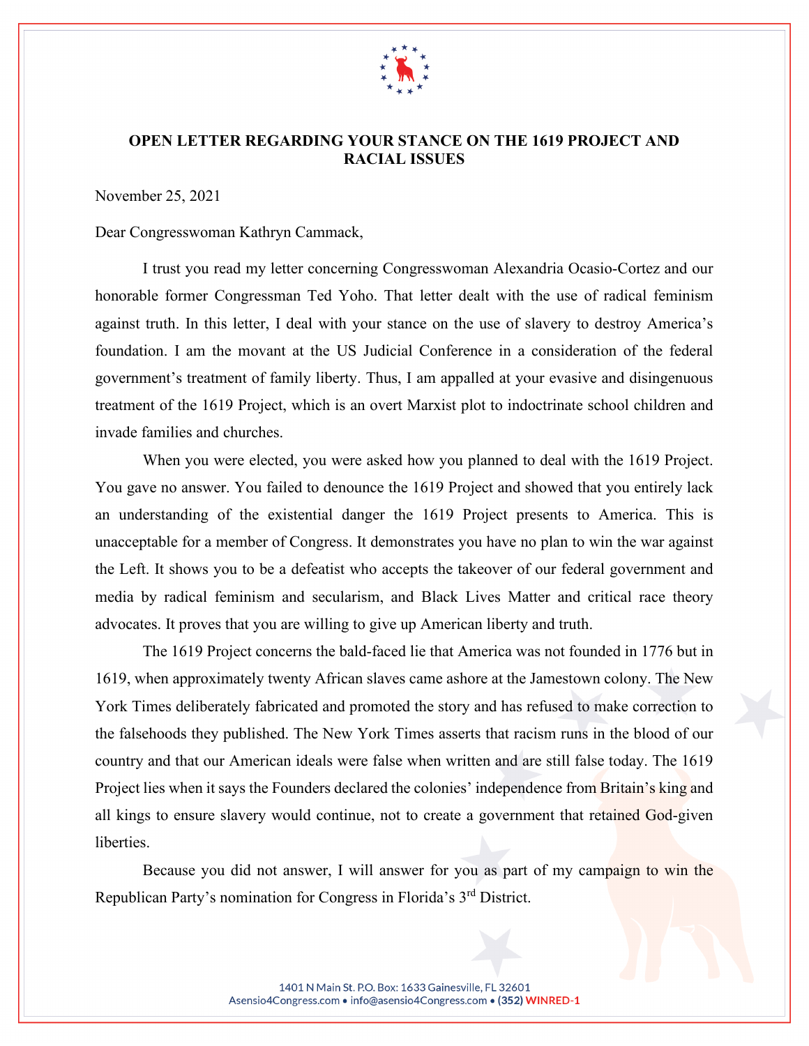**OPEN LETTER REGARDING YOUR STANCE ON THE 1619 PROJECT AND RACIAL ISSUES**

November 25, 2021

Dear Congresswoman Kathryn Cammack,

I trust you read my letter concerning Congresswoman Alexandria Ocasio-Cortez and our honorable former Congressman Ted Yoho. That letter dealt with the use of radical feminism against truth. In this letter, I deal with your stance on the use of slavery to destroy America's foundation. I am the movant at the US Judicial Conference in a consideration of the federal government's treatment of family liberty. Thus, I am appalled at your evasive and disingenuous treatment of the 1619 Project, which is an overt Marxist plot to indoctrinate school children and invade families and churches.

When you were elected, you were asked how you planned to deal with the 1619 Project. You gave no answer. You failed to denounce the 1619 Project and showed that you entirely lack an understanding of the existential danger the 1619 Project presents to America. This is unacceptable for a member of Congress. It demonstrates you have no plan to win the war against the Left. It shows you to be a defeatist who accepts the takeover of our federal government and media by radical feminism and secularism, and Black Lives Matter and critical race theory advocates. It proves that you are willing to give up American liberty and truth.

The 1619 Project concerns the bald-faced lie that America was not founded in 1776 but in 1619, when approximately twenty African slaves came ashore at the Jamestown colony. The New York Times deliberately fabricated and promoted the story and has refused to make correction to the falsehoods they published. The New York Times asserts that racism runs in the blood of our country and that our American ideals were false when written and are still false today. The 1619 Project lies when it says the Founders declared the colonies' independence from Britain's king and all kings to ensure slavery would continue, not to create a government that retained God-given liberties.

Because you did not answer, I will answer for you as part of my campaign to win the Republican Party's nomination for Congress in Florida's 3rd District.

1401 N Main St. P.O. Box: 1633 Gainesville, FL 32601
Asensio4Congress.com • info@asensio4Congress.com • (352) WINRED-1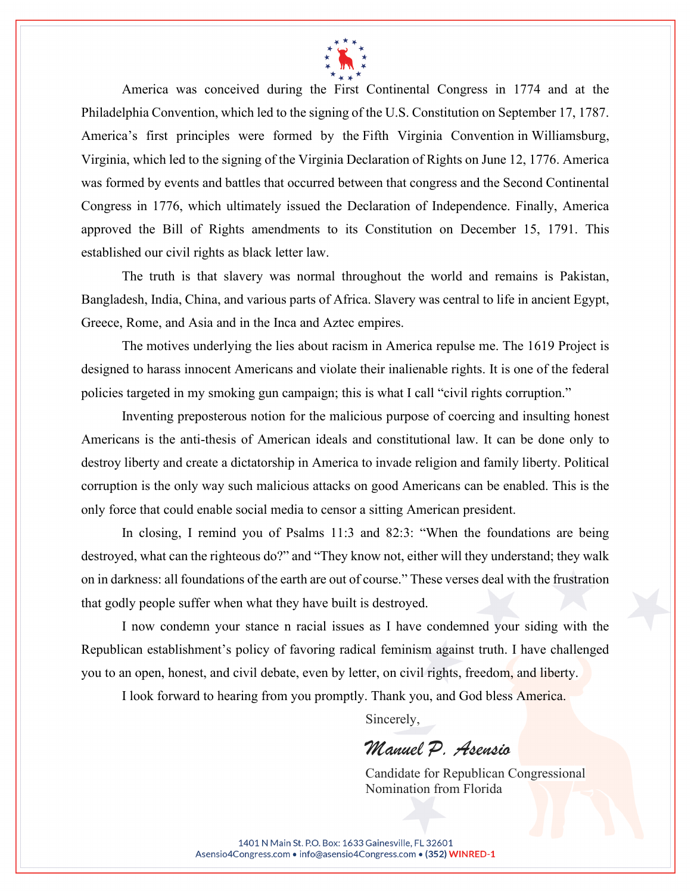America was conceived during the First Continental Congress in 1774 and at the Philadelphia Convention, which led to the signing of the U.S. Constitution on September 17, 1787. America's first principles were formed by the Fifth Virginia Convention in Williamsburg, Virginia, which led to the signing of the Virginia Declaration of Rights on June 12, 1776. America was formed by events and battles that occurred between that congress and the Second Continental Congress in 1776, which ultimately issued the Declaration of Independence. Finally, America approved the Bill of Rights amendments to its Constitution on December 15, 1791. This established our civil rights as black letter law.

The truth is that slavery was normal throughout the world and remains is Pakistan, Bangladesh, India, China, and various parts of Africa. Slavery was central to life in ancient Egypt, Greece, Rome, and Asia and in the Inca and Aztec empires.

The motives underlying the lies about racism in America repulse me. The 1619 Project is designed to harass innocent Americans and violate their inalienable rights. It is one of the federal policies targeted in my smoking gun campaign; this is what I call "civil rights corruption."

Inventing preposterous notion for the malicious purpose of coercing and insulting honest Americans is the anti-thesis of American ideals and constitutional law. It can be done only to destroy liberty and create a dictatorship in America to invade religion and family liberty. Political corruption is the only way such malicious attacks on good Americans can be enabled. This is the only force that could enable social media to censor a sitting American president.

In closing, I remind you of Psalms 11:3 and 82:3: "When the foundations are being destroyed, what can the righteous do?" and "They know not, either will they understand; they walk on in darkness: all foundations of the earth are out of course." These verses deal with the frustration that godly people suffer when what they have built is destroyed.

I now condemn your stance n racial issues as I have condemned your siding with the Republican establishment's policy of favoring radical feminism against truth. I have challenged you to an open, honest, and civil debate, even by letter, on civil rights, freedom, and liberty.

I look forward to hearing from you promptly. Thank you, and God bless America.

Sincerely,

*Manuel P. Asensio*

Candidate for Republican Congressional
Nomination from Florida

1401 N Main St. P.O. Box: 1633 Gainesville, FL 32601
Asensio4Congress.com • info@asensio4Congress.com • (352) WINRED-1